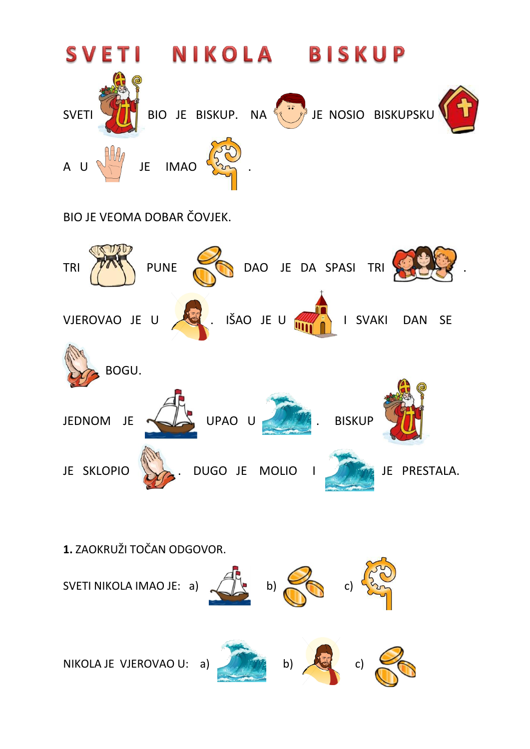# SVETI NIKOLA BISKUP

SVETI BIO JE BISKUP. NA JE NOSIO BISKUPSKU

A U JE IMAO .

BIO JE VEOMA DOBAR ČOVJEK.

TRI PUNE DAO JE DA SPASI TRI .

VJEROVAO JE U . IŠAO JE U I SVAKI DAN SE

BOGU.

JEDNOM JE UPAO U . BISKUP

JE SKLOPIO . DUGO JE MOLIO I JE PRESTALA.

**1.** ZAOKRUŽI TOČAN ODGOVOR.

SVETI NIKOLA IMAO JE: a) b) c)

NIKOLA JE VJEROVAO U: a) b) c)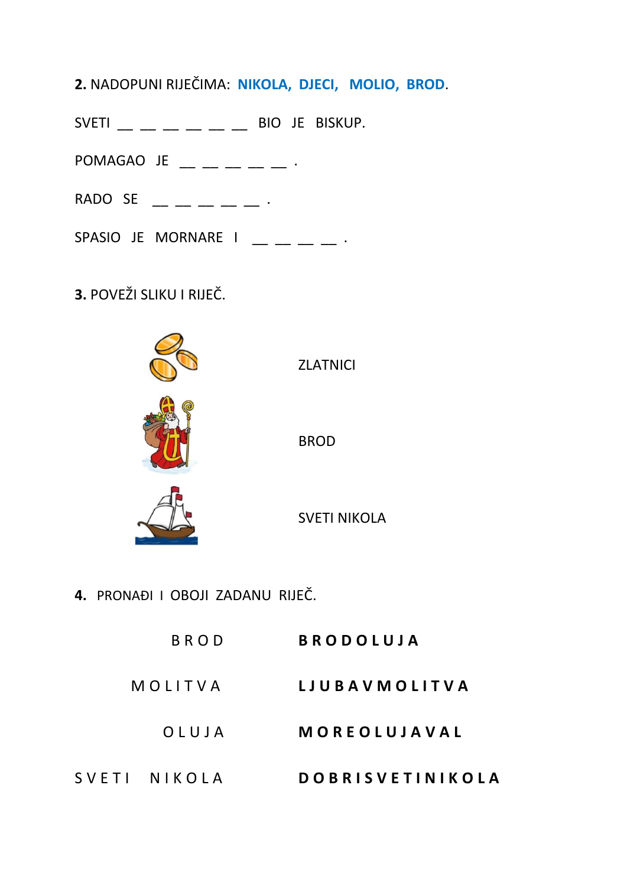**2.** NADOPUNI RIJEČIMA: **NIKOLA, DJECI, MOLIO, BROD**.

SVETI __ __ __ __ __ __ BIO JE BISKUP.

POMAGAO JE __ __ __ __ __ .

RADO SE __ __ __ __ __ .

SPASIO JE MORNARE I __ __ __ __ .

**3.** POVEŽI SLIKU I RIJEČ.

ZLATNICI

BROD

SVETI NIKOLA

**4.** PRONAĐI I OBOJI ZADANU RIJEČ.

| | |
|---|---|
| B R O D | **B R O D O L U J A** |
| M O L I T V A | **L J U B A V M O L I T V A** |
| O L U J A | **M O R E O L U J A V A L** |
| S V E T I N I K O L A | **D O B R I S V E T I N I K O L A** |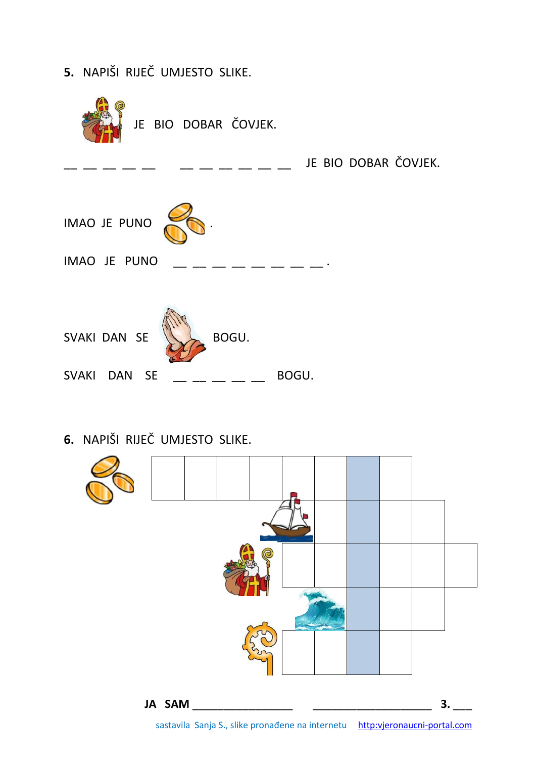**5.** NAPIŠI RIJEČ UMJESTO SLIKE.

JE BIO DOBAR ČOVJEK.

__ __ __ __ __ &nbsp;&nbsp; __ __ __ __ __ __ &nbsp;&nbsp; JE BIO DOBAR ČOVJEK.

IMAO JE PUNO .

IMAO JE PUNO __ __ __ __ __ __ __ __ .

SVAKI DAN SE BOGU.

SVAKI DAN SE __ __ __ __ __ BOGU.

**6.** NAPIŠI RIJEČ UMJESTO SLIKE.

**JA SAM** ________________ ____________________ **3.** ___

sastavila Sanja S., slike pronađene na internetu http:vjeronaucni-portal.com